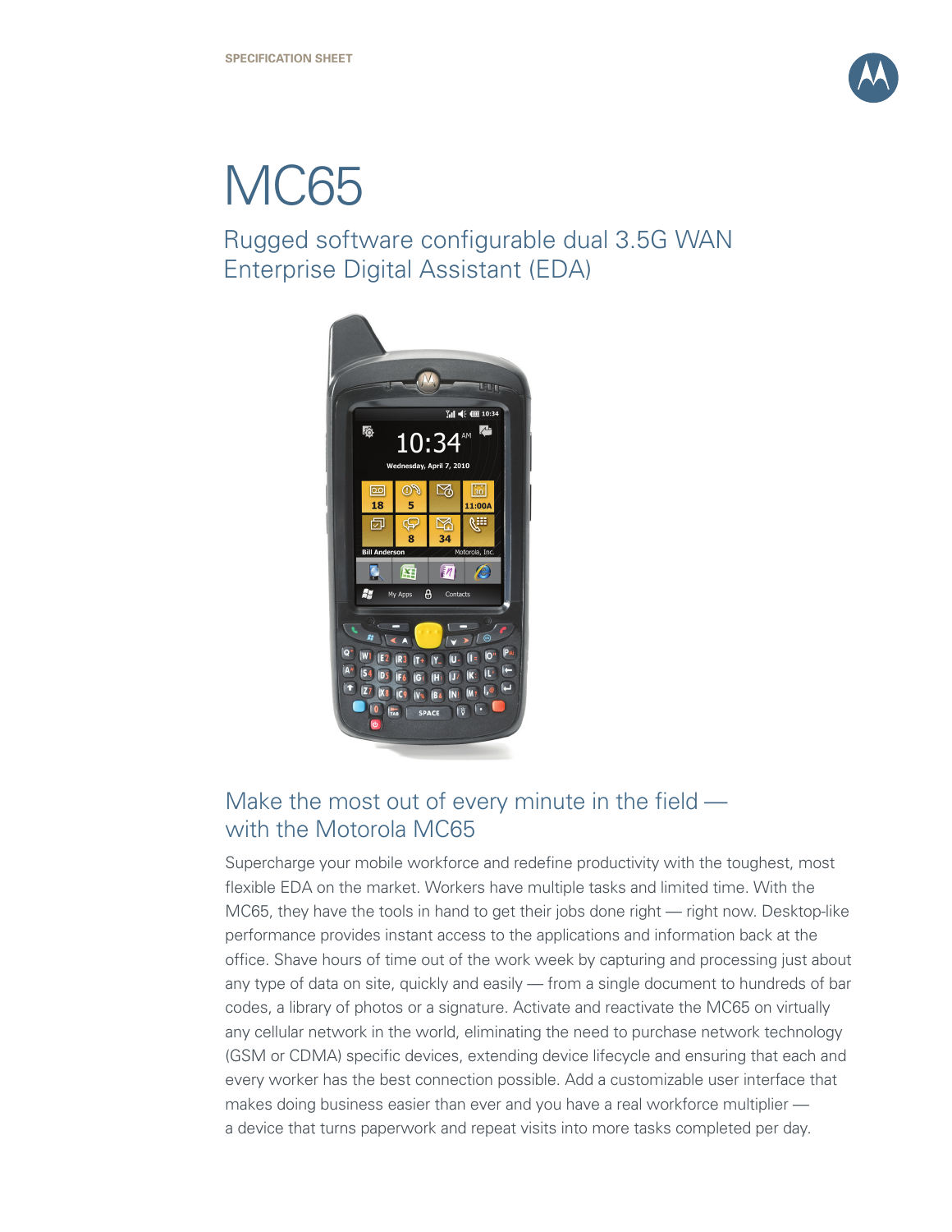SPECIFICATION SHEET

# MC65

## Rugged software configurable dual 3.5G WAN Enterprise Digital Assistant (EDA)

## Make the most out of every minute in the field — with the Motorola MC65

Supercharge your mobile workforce and redefine productivity with the toughest, most flexible EDA on the market. Workers have multiple tasks and limited time. With the MC65, they have the tools in hand to get their jobs done right — right now. Desktop-like performance provides instant access to the applications and information back at the office. Shave hours of time out of the work week by capturing and processing just about any type of data on site, quickly and easily — from a single document to hundreds of bar codes, a library of photos or a signature. Activate and reactivate the MC65 on virtually any cellular network in the world, eliminating the need to purchase network technology (GSM or CDMA) specific devices, extending device lifecycle and ensuring that each and every worker has the best connection possible. Add a customizable user interface that makes doing business easier than ever and you have a real workforce multiplier — a device that turns paperwork and repeat visits into more tasks completed per day.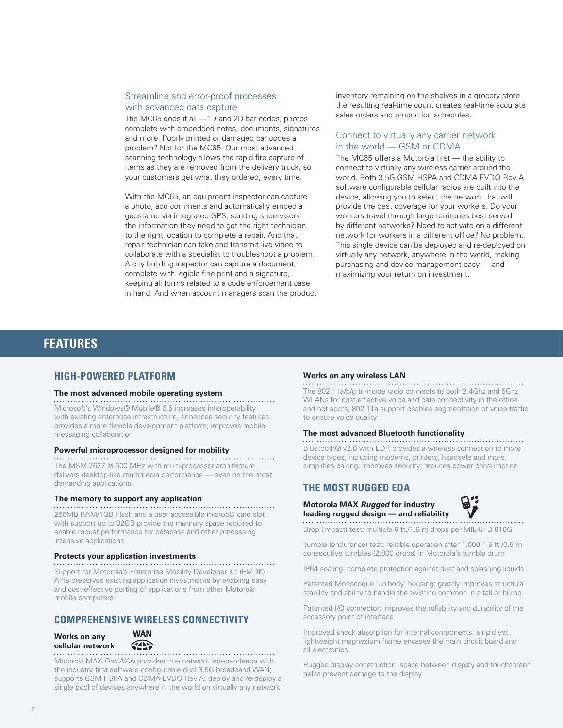### Streamline and error-proof processes with advanced data capture

The MC65 does it all —1D and 2D bar codes, photos complete with embedded notes, documents, signatures and more. Poorly printed or damaged bar codes a problem? Not for the MC65. Our most advanced scanning technology allows the rapid-fire capture of items as they are removed from the delivery truck, so your customers get what they ordered, every time.

With the MC65, an equipment inspector can capture a photo, add comments and automatically embed a geostamp via integrated GPS, sending supervisors the information they need to get the right technician to the right location to complete a repair. And that repair technician can take and transmit live video to collaborate with a specialist to troubleshoot a problem. A city building inspector can capture a document, complete with legible fine print and a signature, keeping all forms related to a code enforcement case in hand. And when account managers scan the product inventory remaining on the shelves in a grocery store, the resulting real-time count creates real-time accurate sales orders and production schedules.

### Connect to virtually any carrier network in the world — GSM or CDMA

The MC65 offers a Motorola first — the ability to connect to virtually any wireless carrier around the world. Both 3.5G GSM HSPA and CDMA EVDO Rev A software configurable cellular radios are built into the device, allowing you to select the network that will provide the best coverage for your workers. Do your workers travel through large territories best served by different networks? Need to activate on a different network for workers in a different office? No problem. This single device can be deployed and re-deployed on virtually any network, anywhere in the world, making purchasing and device management easy — and maximizing your return on investment.

# FEATURES

## HIGH-POWERED PLATFORM

**The most advanced mobile operating system**

Microsoft's Windows® Mobile® 6.5 increases interoperability with existing enterprise infrastructure; enhances security features; provides a more flexible development platform; improves mobile messaging collaboration

**Powerful microprocessor designed for mobility**

The MSM 7627 @ 600 MHz with multi-processor architecture delivers desktop-like multimedia performance — even on the most demanding applications

**The memory to support any application**

256MB RAM/1GB Flash and a user accessible microSD card slot with support up to 32GB provide the memory space required to enable robust performance for database and other processing intensive applications

**Protects your application investments**

Support for Motorola's Enterprise Mobility Developer Kit (EMDK) APIs preserves existing application investments by enabling easy and cost-effective porting of applications from other Motorola mobile computers

## COMPREHENSIVE WIRELESS CONNECTIVITY

**Works on any cellular network** WAN

Motorola MAX *FlexWAN* provides true network independence with the industry first software configurable dual 3.5G broadband WAN; supports GSM HSPA and CDMA-EVDO Rev A; deploy and re-deploy a single pool of devices anywhere in the world on virtually any network

**Works on any wireless LAN**

The 802.11a/b/g tri-mode radio connects to both 2.4Ghz and 5Ghz WLANs for cost-effective voice and data connectivity in the office and hot spots; 802.11a support enables segmentation of voice traffic to ensure voice quality

**The most advanced Bluetooth functionality**

Bluetooth® v2.0 with EDR provides a wireless connection to more device types, including modems, printers, headsets and more; simplifies pairing; improves security; reduces power consumption

## THE MOST RUGGED EDA

**Motorola MAX *Rugged* for industry leading rugged design — and reliability**

Drop (impact) test: multiple 6 ft./1.8 m drops per MIL-STD 810G

Tumble (endurance) test: reliable operation after 1,000 1.5 ft./0.5 m consecutive tumbles (2,000 drops) in Motorola's tumble drum

IP64 sealing: complete protection against dust and splashing liquids

Patented Monocoque 'unibody' housing: greatly improves structural stability and ability to handle the twisting common in a fall or bump

Patented I/O connector: improves the reliability and durability of the accessory point of interface

Improved shock absorption for internal components: a rigid yet lightweight magnesium frame encases the main circuit board and all electronics

Rugged display construction: space between display and touchscreen helps prevent damage to the display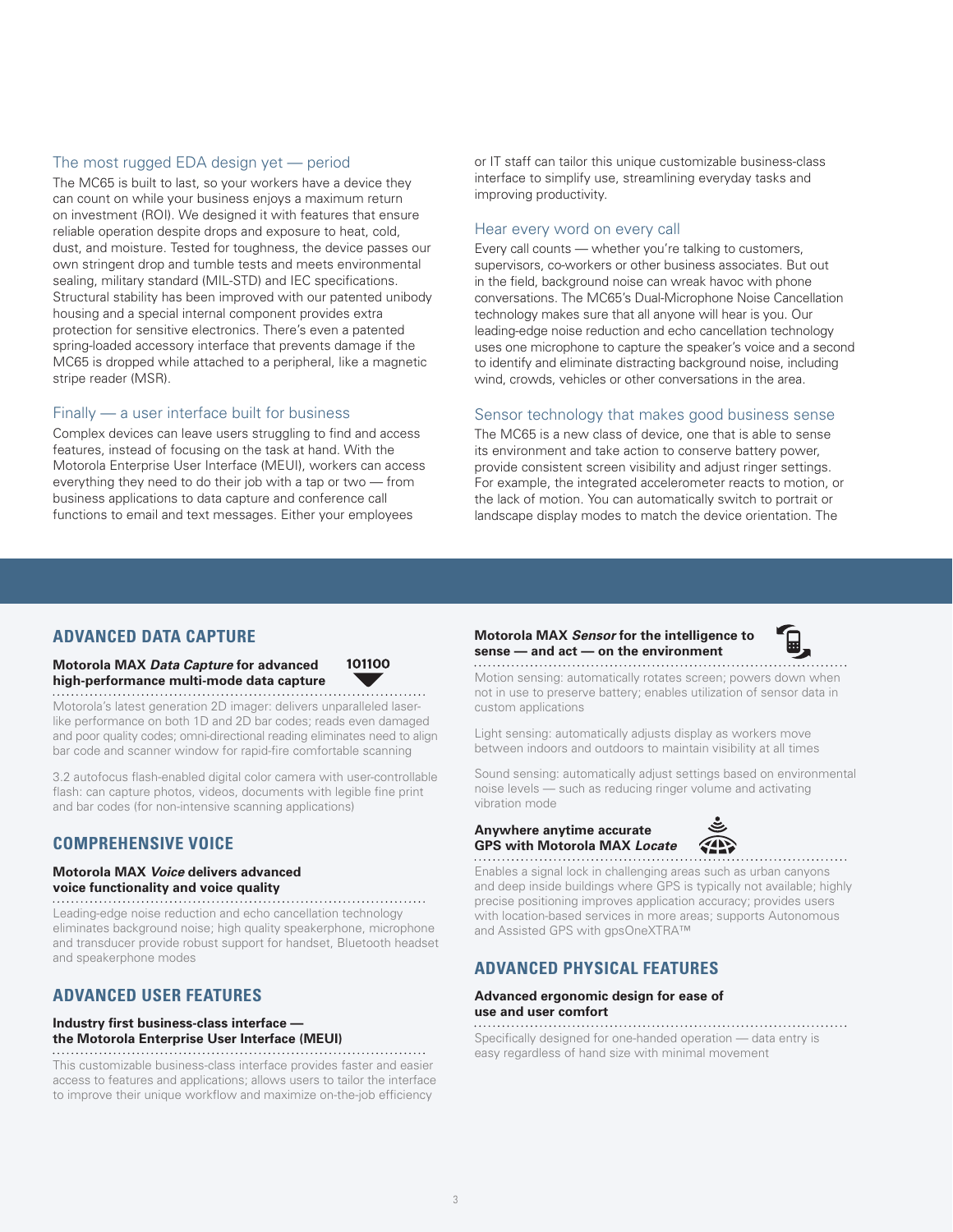### The most rugged EDA design yet — period

The MC65 is built to last, so your workers have a device they can count on while your business enjoys a maximum return on investment (ROI). We designed it with features that ensure reliable operation despite drops and exposure to heat, cold, dust, and moisture. Tested for toughness, the device passes our own stringent drop and tumble tests and meets environmental sealing, military standard (MIL-STD) and IEC specifications. Structural stability has been improved with our patented unibody housing and a special internal component provides extra protection for sensitive electronics. There's even a patented spring-loaded accessory interface that prevents damage if the MC65 is dropped while attached to a peripheral, like a magnetic stripe reader (MSR).

### Finally — a user interface built for business

Complex devices can leave users struggling to find and access features, instead of focusing on the task at hand. With the Motorola Enterprise User Interface (MEUI), workers can access everything they need to do their job with a tap or two — from business applications to data capture and conference call functions to email and text messages. Either your employees or IT staff can tailor this unique customizable business-class interface to simplify use, streamlining everyday tasks and improving productivity.

### Hear every word on every call

Every call counts — whether you're talking to customers, supervisors, co-workers or other business associates. But out in the field, background noise can wreak havoc with phone conversations. The MC65's Dual-Microphone Noise Cancellation technology makes sure that all anyone will hear is you. Our leading-edge noise reduction and echo cancellation technology uses one microphone to capture the speaker's voice and a second to identify and eliminate distracting background noise, including wind, crowds, vehicles or other conversations in the area.

### Sensor technology that makes good business sense

The MC65 is a new class of device, one that is able to sense its environment and take action to conserve battery power, provide consistent screen visibility and adjust ringer settings. For example, the integrated accelerometer reacts to motion, or the lack of motion. You can automatically switch to portrait or landscape display modes to match the device orientation. The

## ADVANCED DATA CAPTURE

**Motorola MAX *Data Capture* for advanced high-performance multi-mode data capture**

Motorola's latest generation 2D imager: delivers unparalleled laser-like performance on both 1D and 2D bar codes; reads even damaged and poor quality codes; omni-directional reading eliminates need to align bar code and scanner window for rapid-fire comfortable scanning

3.2 autofocus flash-enabled digital color camera with user-controllable flash: can capture photos, videos, documents with legible fine print and bar codes (for non-intensive scanning applications)

## COMPREHENSIVE VOICE

**Motorola MAX *Voice* delivers advanced voice functionality and voice quality**

Leading-edge noise reduction and echo cancellation technology eliminates background noise; high quality speakerphone, microphone and transducer provide robust support for handset, Bluetooth headset and speakerphone modes

## ADVANCED USER FEATURES

**Industry first business-class interface — the Motorola Enterprise User Interface (MEUI)**

This customizable business-class interface provides faster and easier access to features and applications; allows users to tailor the interface to improve their unique workflow and maximize on-the-job efficiency

**Motorola MAX *Sensor* for the intelligence to sense — and act — on the environment**

Motion sensing: automatically rotates screen; powers down when not in use to preserve battery; enables utilization of sensor data in custom applications

Light sensing: automatically adjusts display as workers move between indoors and outdoors to maintain visibility at all times

Sound sensing: automatically adjust settings based on environmental noise levels — such as reducing ringer volume and activating vibration mode

**Anywhere anytime accurate GPS with Motorola MAX *Locate***

Enables a signal lock in challenging areas such as urban canyons and deep inside buildings where GPS is typically not available; highly precise positioning improves application accuracy; provides users with location-based services in more areas; supports Autonomous and Assisted GPS with gpsOneXTRA™

## ADVANCED PHYSICAL FEATURES

**Advanced ergonomic design for ease of use and user comfort**

Specifically designed for one-handed operation — data entry is easy regardless of hand size with minimal movement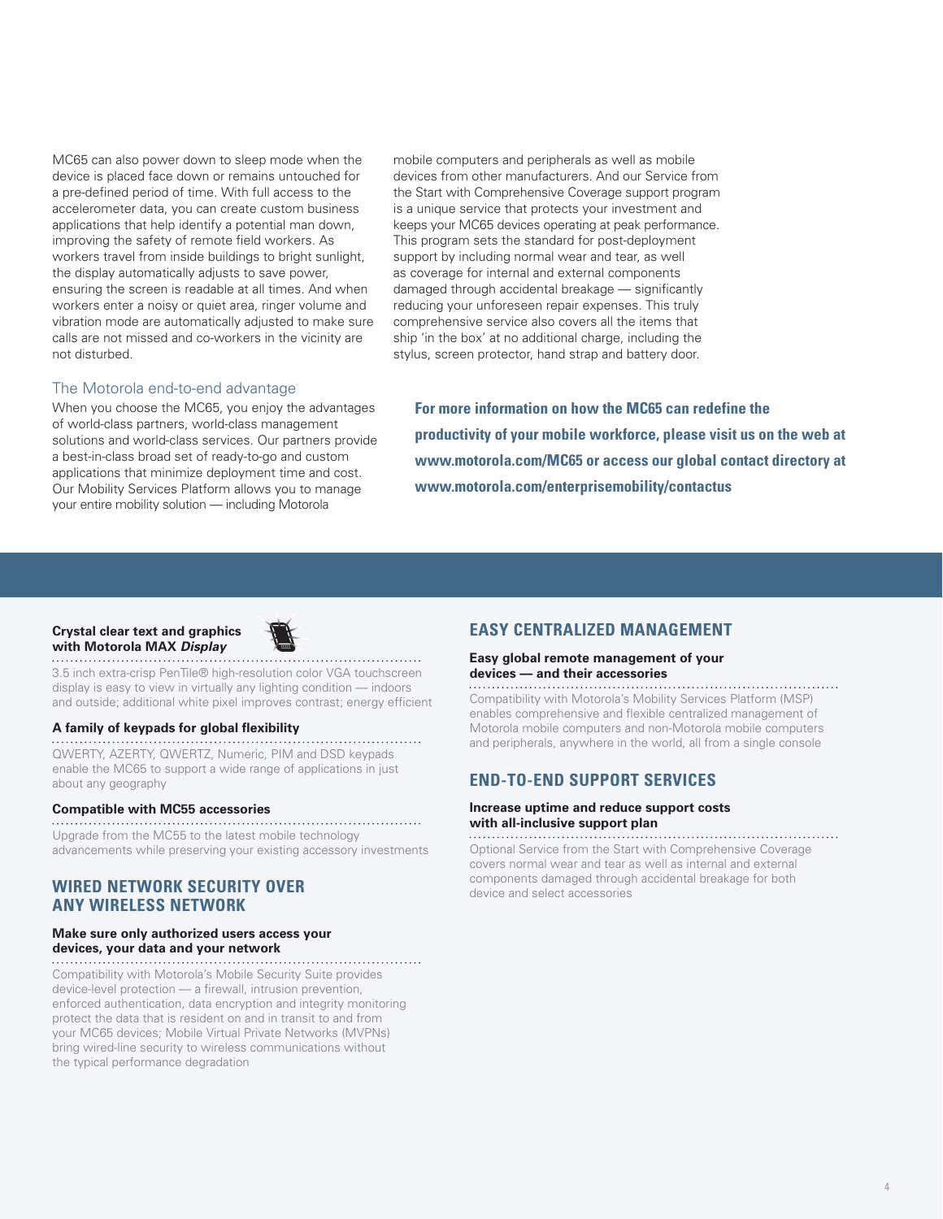MC65 can also power down to sleep mode when the device is placed face down or remains untouched for a pre-defined period of time. With full access to the accelerometer data, you can create custom business applications that help identify a potential man down, improving the safety of remote field workers. As workers travel from inside buildings to bright sunlight, the display automatically adjusts to save power, ensuring the screen is readable at all times. And when workers enter a noisy or quiet area, ringer volume and vibration mode are automatically adjusted to make sure calls are not missed and co-workers in the vicinity are not disturbed.

## The Motorola end-to-end advantage

When you choose the MC65, you enjoy the advantages of world-class partners, world-class management solutions and world-class services. Our partners provide a best-in-class broad set of ready-to-go and custom applications that minimize deployment time and cost. Our Mobility Services Platform allows you to manage your entire mobility solution — including Motorola mobile computers and peripherals as well as mobile devices from other manufacturers. And our Service from the Start with Comprehensive Coverage support program is a unique service that protects your investment and keeps your MC65 devices operating at peak performance. This program sets the standard for post-deployment support by including normal wear and tear, as well as coverage for internal and external components damaged through accidental breakage — significantly reducing your unforeseen repair expenses. This truly comprehensive service also covers all the items that ship 'in the box' at no additional charge, including the stylus, screen protector, hand strap and battery door.

**For more information on how the MC65 can redefine the productivity of your mobile workforce, please visit us on the web at www.motorola.com/MC65 or access our global contact directory at www.motorola.com/enterprisemobility/contactus**

**Crystal clear text and graphics with Motorola MAX *Display***

3.5 inch extra-crisp PenTile® high-resolution color VGA touchscreen display is easy to view in virtually any lighting condition — indoors and outside; additional white pixel improves contrast; energy efficient

**A family of keypads for global flexibility**

QWERTY, AZERTY, QWERTZ, Numeric, PIM and DSD keypads enable the MC65 to support a wide range of applications in just about any geography

**Compatible with MC55 accessories**

Upgrade from the MC55 to the latest mobile technology advancements while preserving your existing accessory investments

## WIRED NETWORK SECURITY OVER ANY WIRELESS NETWORK

**Make sure only authorized users access your devices, your data and your network**

Compatibility with Motorola's Mobile Security Suite provides device-level protection — a firewall, intrusion prevention, enforced authentication, data encryption and integrity monitoring protect the data that is resident on and in transit to and from your MC65 devices; Mobile Virtual Private Networks (MVPNs) bring wired-line security to wireless communications without the typical performance degradation

## EASY CENTRALIZED MANAGEMENT

**Easy global remote management of your devices — and their accessories**

Compatibility with Motorola's Mobility Services Platform (MSP) enables comprehensive and flexible centralized management of Motorola mobile computers and non-Motorola mobile computers and peripherals, anywhere in the world, all from a single console

## END-TO-END SUPPORT SERVICES

**Increase uptime and reduce support costs with all-inclusive support plan**

Optional Service from the Start with Comprehensive Coverage covers normal wear and tear as well as internal and external components damaged through accidental breakage for both device and select accessories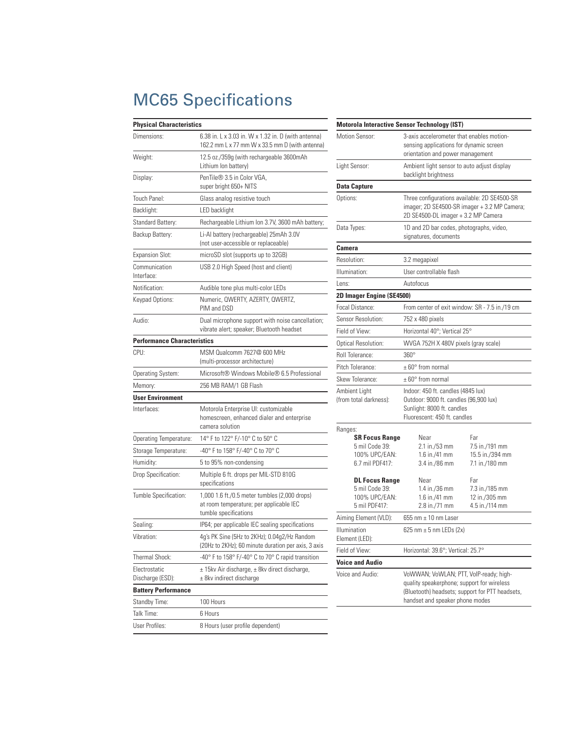# MC65 Specifications

| **Physical Characteristics** | |
|---|---|
| Dimensions: | 6.38 in. L x 3.03 in. W x 1.32 in. D (with antenna) 162.2 mm L x 77 mm W x 33.5 mm D (with antenna) |
| Weight: | 12.5 oz./359g (with rechargeable 3600mAh Lithium Ion battery) |
| Display: | PenTile® 3.5 in Color VGA, super bright 650+ NITS |
| Touch Panel: | Glass analog resistive touch |
| Backlight: | LED backlight |
| Standard Battery: | Rechargeable Lithium Ion 3.7V, 3600 mAh battery; |
| Backup Battery: | Li-Al battery (rechargeable) 25mAh 3.0V (not user-accessible or replaceable) |
| Expansion Slot: | microSD slot (supports up to 32GB) |
| Communication Interface: | USB 2.0 High Speed (host and client) |
| Notification: | Audible tone plus multi-color LEDs |
| Keypad Options: | Numeric, QWERTY, AZERTY, QWERTZ, PIM and DSD |
| Audio: | Dual microphone support with noise cancellation; vibrate alert; speaker; Bluetooth headset |

| **Performance Characteristics** | |
|---|---|
| CPU: | MSM Qualcomm 7627@ 600 MHz (multi-processor architecture) |
| Operating System: | Microsoft® Windows Mobile® 6.5 Professional |
| Memory: | 256 MB RAM/1 GB Flash |

| **User Environment** | |
|---|---|
| Interfaces: | Motorola Enterprise UI: customizable homescreen, enhanced dialer and enterprise camera solution |
| Operating Temperature: | 14° F to 122° F/-10° C to 50° C |
| Storage Temperature: | -40° F to 158° F/-40° C to 70° C |
| Humidity: | 5 to 95% non-condensing |
| Drop Specification: | Multiple 6 ft. drops per MIL-STD 810G specifications |
| Tumble Specification: | 1,000 1.6 ft./0.5 meter tumbles (2,000 drops) at room temperature; per applicable IEC tumble specifications |
| Sealing: | IP64; per applicable IEC sealing specifications |
| Vibration: | 4g's PK Sine (5Hz to 2KHz); 0.04g2/Hz Random (20Hz to 2KHz); 60 minute duration per axis, 3 axis |
| Thermal Shock: | -40° F to 158° F/-40° C to 70° C rapid transition |
| Electrostatic Discharge (ESD): | ± 15kv Air discharge, ± 8kv direct discharge, ± 8kv indirect discharge |

| **Battery Performance** | |
|---|---|
| Standby Time: | 100 Hours |
| Talk Time: | 6 Hours |
| User Profiles: | 8 Hours (user profile dependent) |

| **Motorola Interactive Sensor Technology (IST)** | |
|---|---|
| Motion Sensor: | 3-axis accelerometer that enables motion-sensing applications for dynamic screen orientation and power management |
| Light Sensor: | Ambient light sensor to auto adjust display backlight brightness |

| **Data Capture** | |
|---|---|
| Options: | Three configurations available: 2D SE4500-SR imager; 2D SE4500-SR imager + 3.2 MP Camera; 2D SE4500-DL imager + 3.2 MP Camera |
| Data Types: | 1D and 2D bar codes, photographs, video, signatures, documents |

| **Camera** | |
|---|---|
| Resolution: | 3.2 megapixel |
| Illumination: | User controllable flash |
| Lens: | Autofocus |

| **2D Imager Engine (SE4500)** | |
|---|---|
| Focal Distance: | From center of exit window: SR - 7.5 in./19 cm |
| Sensor Resolution: | 752 x 480 pixels |
| Field of View: | Horizontal 40°; Vertical 25° |
| Optical Resolution: | WVGA 752H X 480V pixels (gray scale) |
| Roll Tolerance: | 360° |
| Pitch Tolerance: | ± 60° from normal |
| Skew Tolerance: | ± 60° from normal |
| Ambient Light (from total darkness): | Indoor: 450 ft. candles (4845 lux) Outdoor: 9000 ft. candles (96,900 lux) Sunlight: 8000 ft. candles Fluorescent: 450 ft. candles |

Ranges:

| **SR Focus Range** | Near | Far |
|---|---|---|
| 5 mil Code 39: | 2.1 in./53 mm | 7.5 in./191 mm |
| 100% UPC/EAN: | 1.6 in./41 mm | 15.5 in./394 mm |
| 6.7 mil PDF417: | 3.4 in./86 mm | 7.1 in./180 mm |

| **DL Focus Range** | Near | Far |
|---|---|---|
| 5 mil Code 39: | 1.4 in./36 mm | 7.3 in./185 mm |
| 100% UPC/EAN: | 1.6 in./41 mm | 12 in./305 mm |
| 5 mil PDF417: | 2.8 in./71 mm | 4.5 in./114 mm |

| | |
|---|---|
| Aiming Element (VLD): | 655 nm ± 10 nm Laser |
| Illumination Element (LED): | 625 nm ± 5 nm LEDs (2x) |
| Field of View: | Horizontal: 39.6°; Vertical: 25.7° |

| **Voice and Audio** | |
|---|---|
| Voice and Audio: | VoWWAN; VoWLAN; PTT, VoIP-ready; high-quality speakerphone; support for wireless (Bluetooth) headsets; support for PTT headsets, handset and speaker phone modes |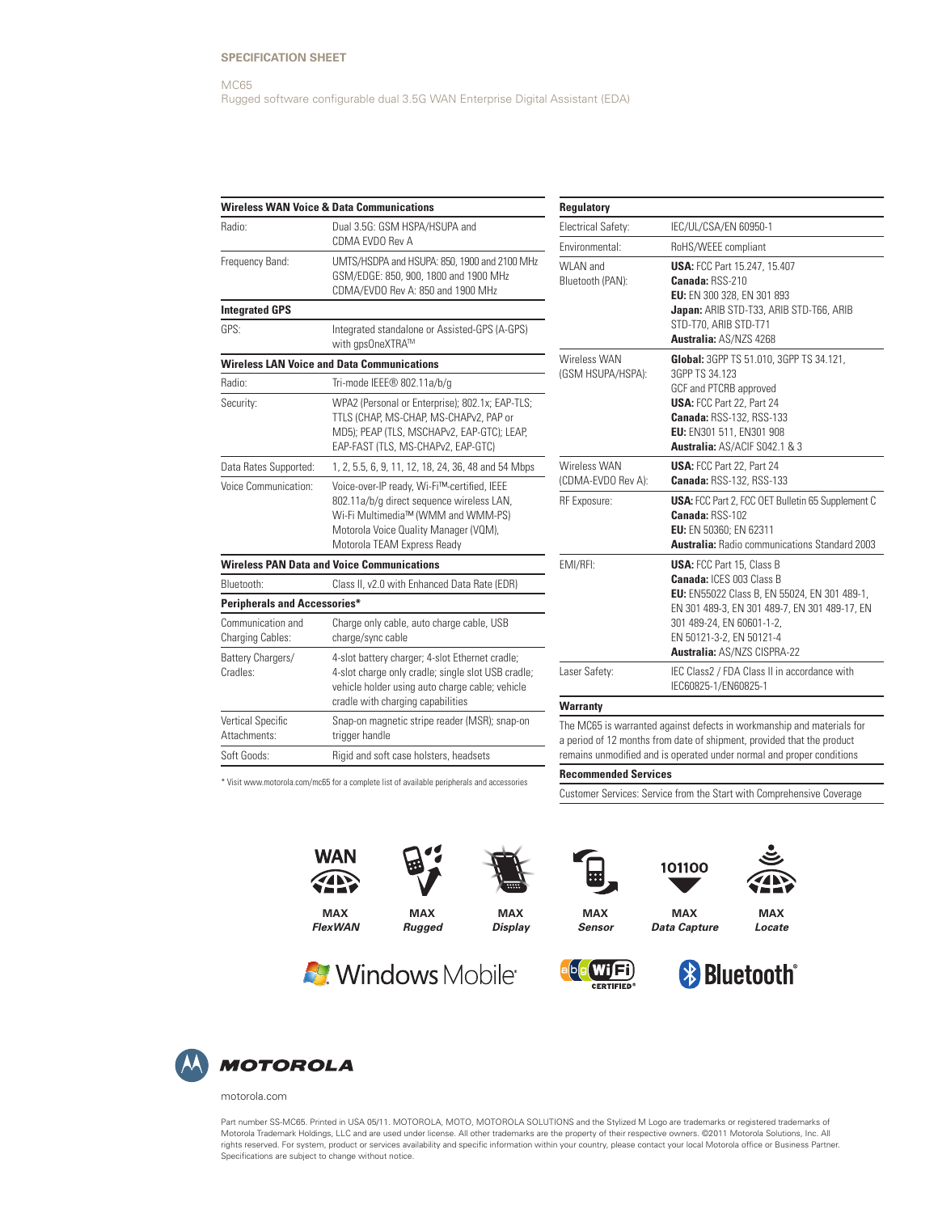SPECIFICATION SHEET

MC65
Rugged software configurable dual 3.5G WAN Enterprise Digital Assistant (EDA)

| **Wireless WAN Voice & Data Communications** | |
|---|---|
| Radio: | Dual 3.5G: GSM HSPA/HSUPA and CDMA EVDO Rev A |
| Frequency Band: | UMTS/HSDPA and HSUPA: 850, 1900 and 2100 MHz<br>GSM/EDGE: 850, 900, 1800 and 1900 MHz<br>CDMA/EVDO Rev A: 850 and 1900 MHz |
| **Integrated GPS** | |
| GPS: | Integrated standalone or Assisted-GPS (A-GPS) with gpsOneXTRA™ |
| **Wireless LAN Voice and Data Communications** | |
| Radio: | Tri-mode IEEE® 802.11a/b/g |
| Security: | WPA2 (Personal or Enterprise); 802.1x; EAP-TLS; TTLS (CHAP, MS-CHAP, MS-CHAPv2, PAP or MD5); PEAP (TLS, MSCHAPv2, EAP-GTC); LEAP, EAP-FAST (TLS, MS-CHAPv2, EAP-GTC) |
| Data Rates Supported: | 1, 2, 5.5, 6, 9, 11, 12, 18, 24, 36, 48 and 54 Mbps |
| Voice Communication: | Voice-over-IP ready, Wi-Fi™-certified, IEEE 802.11a/b/g direct sequence wireless LAN, Wi-Fi Multimedia™ (WMM and WMM-PS) Motorola Voice Quality Manager (VQM), Motorola TEAM Express Ready |
| **Wireless PAN Data and Voice Communications** | |
| Bluetooth: | Class II, v2.0 with Enhanced Data Rate (EDR) |
| **Peripherals and Accessories*** | |
| Communication and Charging Cables: | Charge only cable, auto charge cable, USB charge/sync cable |
| Battery Chargers/ Cradles: | 4-slot battery charger; 4-slot Ethernet cradle; 4-slot charge only cradle; single slot USB cradle; vehicle holder using auto charge cable; vehicle cradle with charging capabilities |
| Vertical Specific Attachments: | Snap-on magnetic stripe reader (MSR); snap-on trigger handle |
| Soft Goods: | Rigid and soft case holsters, headsets |

* Visit www.motorola.com/mc65 for a complete list of available peripherals and accessories

| **Regulatory** | |
|---|---|
| Electrical Safety: | IEC/UL/CSA/EN 60950-1 |
| Environmental: | RoHS/WEEE compliant |
| WLAN and Bluetooth (PAN): | **USA:** FCC Part 15.247, 15.407<br>**Canada:** RSS-210<br>**EU:** EN 300 328, EN 301 893<br>**Japan:** ARIB STD-T33, ARIB STD-T66, ARIB STD-T70, ARIB STD-T71<br>**Australia:** AS/NZS 4268 |
| Wireless WAN (GSM HSUPA/HSPA): | **Global:** 3GPP TS 51.010, 3GPP TS 34.121, 3GPP TS 34.123<br>GCF and PTCRB approved<br>**USA:** FCC Part 22, Part 24<br>**Canada:** RSS-132, RSS-133<br>**EU:** EN301 511, EN301 908<br>**Australia:** AS/ACIF S042.1 & 3 |
| Wireless WAN (CDMA-EVDO Rev A): | **USA:** FCC Part 22, Part 24<br>**Canada:** RSS-132, RSS-133 |
| RF Exposure: | **USA:** FCC Part 2, FCC OET Bulletin 65 Supplement C<br>**Canada:** RSS-102<br>**EU:** EN 50360; EN 62311<br>**Australia:** Radio communications Standard 2003 |
| EMI/RFI: | **USA:** FCC Part 15, Class B<br>**Canada:** ICES 003 Class B<br>**EU:** EN55022 Class B, EN 55024, EN 301 489-1, EN 301 489-3, EN 301 489-7, EN 301 489-17, EN 301 489-24, EN 60601-1-2, EN 50121-3-2, EN 50121-4<br>**Australia:** AS/NZS CISPRA-22 |
| Laser Safety: | IEC Class2 / FDA Class II in accordance with IEC60825-1/EN60825-1 |

**Warranty**

The MC65 is warranted against defects in workmanship and materials for a period of 12 months from date of shipment, provided that the product remains unmodified and is operated under normal and proper conditions

**Recommended Services**

Customer Services: Service from the Start with Comprehensive Coverage

WAN MAX *FlexWAN* · MAX *Rugged* · MAX *Display* · MAX *Sensor* · 101100 MAX *Data Capture* · MAX *Locate*

Windows Mobile · Wi-Fi CERTIFIED · Bluetooth

MOTOROLA

motorola.com

Part number SS-MC65. Printed in USA 05/11. MOTOROLA, MOTO, MOTOROLA SOLUTIONS and the Stylized M Logo are trademarks or registered trademarks of Motorola Trademark Holdings, LLC and are used under license. All other trademarks are the property of their respective owners. ©2011 Motorola Solutions, Inc. All rights reserved. For system, product or services availability and specific information within your country, please contact your local Motorola office or Business Partner. Specifications are subject to change without notice.